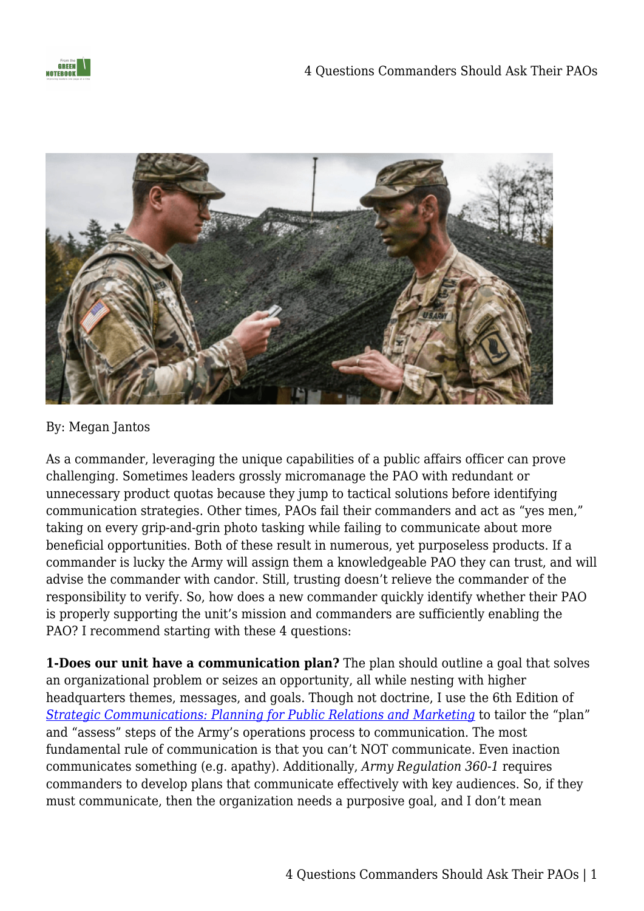By: Megan Jantos

As a commander, leveraging the unique capabilities of a public affairs officer can prove challenging. Sometimes leaders grossly micromanage the PAO with redundant or unnecessary product quotas because they jump to tactical solutions before identifying communication strategies. Other times, PAOs fail their commanders and act as "yes men," taking on every grip-and-grin photo tasking while failing to communicate about more beneficial opportunities. Both of these result in numerous, yet purposeless products. If a commander is lucky the Army will assign them a knowledgeable PAO they can trust, and will advise the commander with candor. Still, trusting doesn't relieve the commander of the responsibility to verify. So, how does a new commander quickly identify whether their PAO is properly supporting the unit's mission and commanders are sufficiently enabling the PAO? I recommend starting with these 4 questions:

**1-Does our unit have a communication plan?** The plan should outline a goal that solves an organizational problem or seizes an opportunity, all while nesting with higher headquarters themes, messages, and goals. Though not doctrine, I use the 6th Edition of *Strategic Communications: Planning for Public Relations and Marketing* to tailor the "plan" and "assess" steps of the Army's operations process to communication. The most fundamental rule of communication is that you can't NOT communicate. Even inaction communicates something (e.g. apathy). Additionally, *Army Regulation 360-1* requires commanders to develop plans that communicate effectively with key audiences. So, if they must communicate, then the organization needs a purposive goal, and I don't mean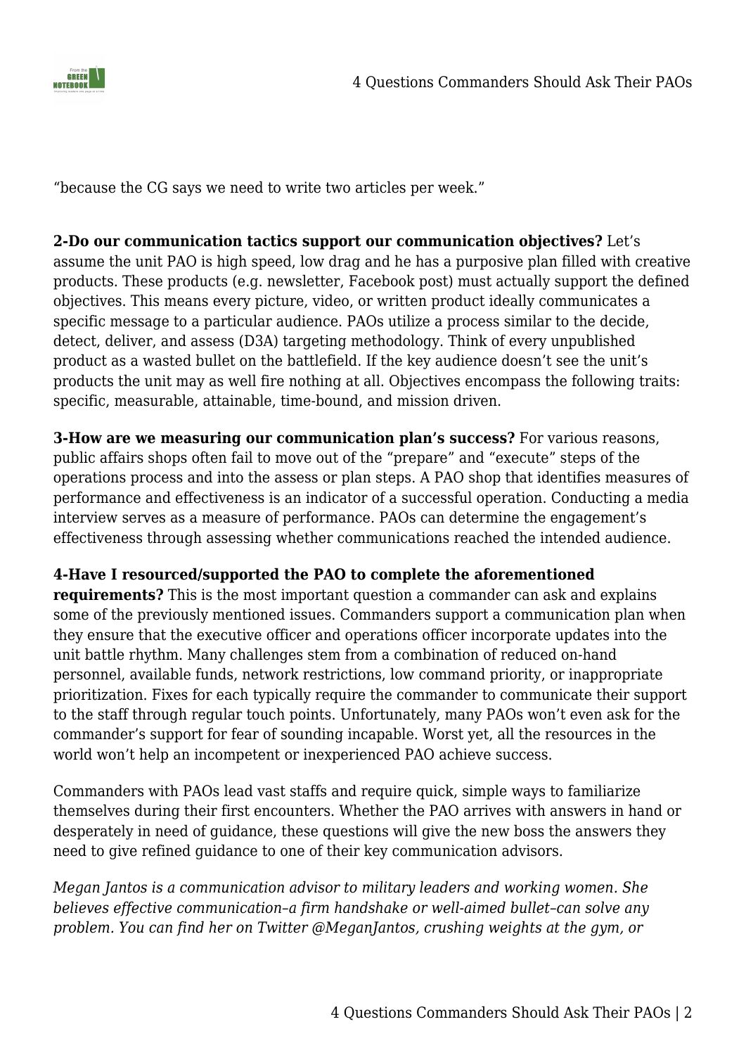"because the CG says we need to write two articles per week."

**2-Do our communication tactics support our communication objectives?** Let's assume the unit PAO is high speed, low drag and he has a purposive plan filled with creative products. These products (e.g. newsletter, Facebook post) must actually support the defined objectives. This means every picture, video, or written product ideally communicates a specific message to a particular audience. PAOs utilize a process similar to the decide, detect, deliver, and assess (D3A) targeting methodology. Think of every unpublished product as a wasted bullet on the battlefield. If the key audience doesn't see the unit's products the unit may as well fire nothing at all. Objectives encompass the following traits: specific, measurable, attainable, time-bound, and mission driven.

**3-How are we measuring our communication plan's success?** For various reasons, public affairs shops often fail to move out of the "prepare" and "execute" steps of the operations process and into the assess or plan steps. A PAO shop that identifies measures of performance and effectiveness is an indicator of a successful operation. Conducting a media interview serves as a measure of performance. PAOs can determine the engagement's effectiveness through assessing whether communications reached the intended audience.

**4-Have I resourced/supported the PAO to complete the aforementioned requirements?** This is the most important question a commander can ask and explains some of the previously mentioned issues. Commanders support a communication plan when they ensure that the executive officer and operations officer incorporate updates into the unit battle rhythm. Many challenges stem from a combination of reduced on-hand personnel, available funds, network restrictions, low command priority, or inappropriate prioritization. Fixes for each typically require the commander to communicate their support to the staff through regular touch points. Unfortunately, many PAOs won't even ask for the commander's support for fear of sounding incapable. Worst yet, all the resources in the world won't help an incompetent or inexperienced PAO achieve success.

Commanders with PAOs lead vast staffs and require quick, simple ways to familiarize themselves during their first encounters. Whether the PAO arrives with answers in hand or desperately in need of guidance, these questions will give the new boss the answers they need to give refined guidance to one of their key communication advisors.

*Megan Jantos is a communication advisor to military leaders and working women. She believes effective communication–a firm handshake or well-aimed bullet–can solve any problem. You can find her on Twitter @MeganJantos, crushing weights at the gym, or*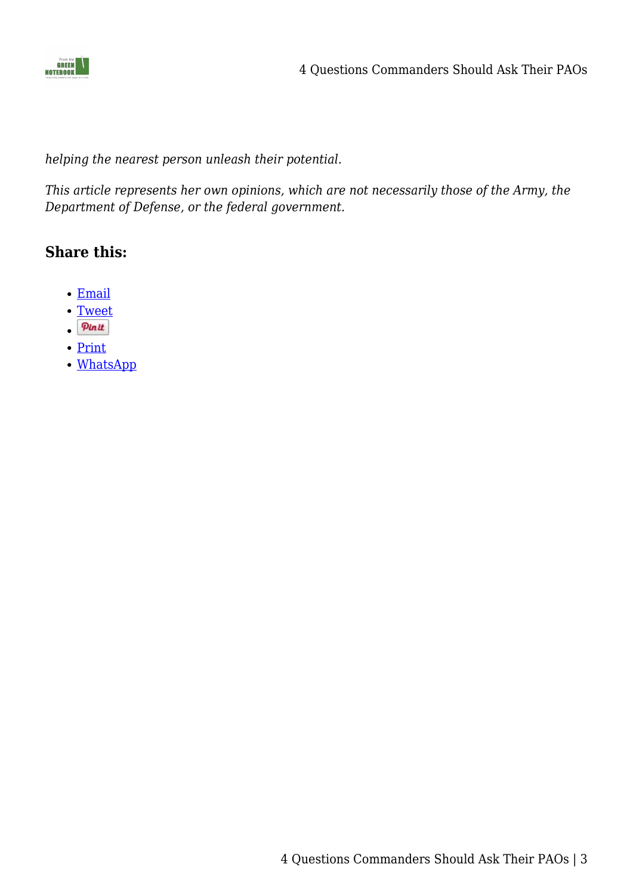*helping the nearest person unleash their potential.*

*This article represents her own opinions, which are not necessarily those of the Army, the Department of Defense, or the federal government.*

### Share this:

- Email
- Tweet
- Pin it
- Print
- WhatsApp